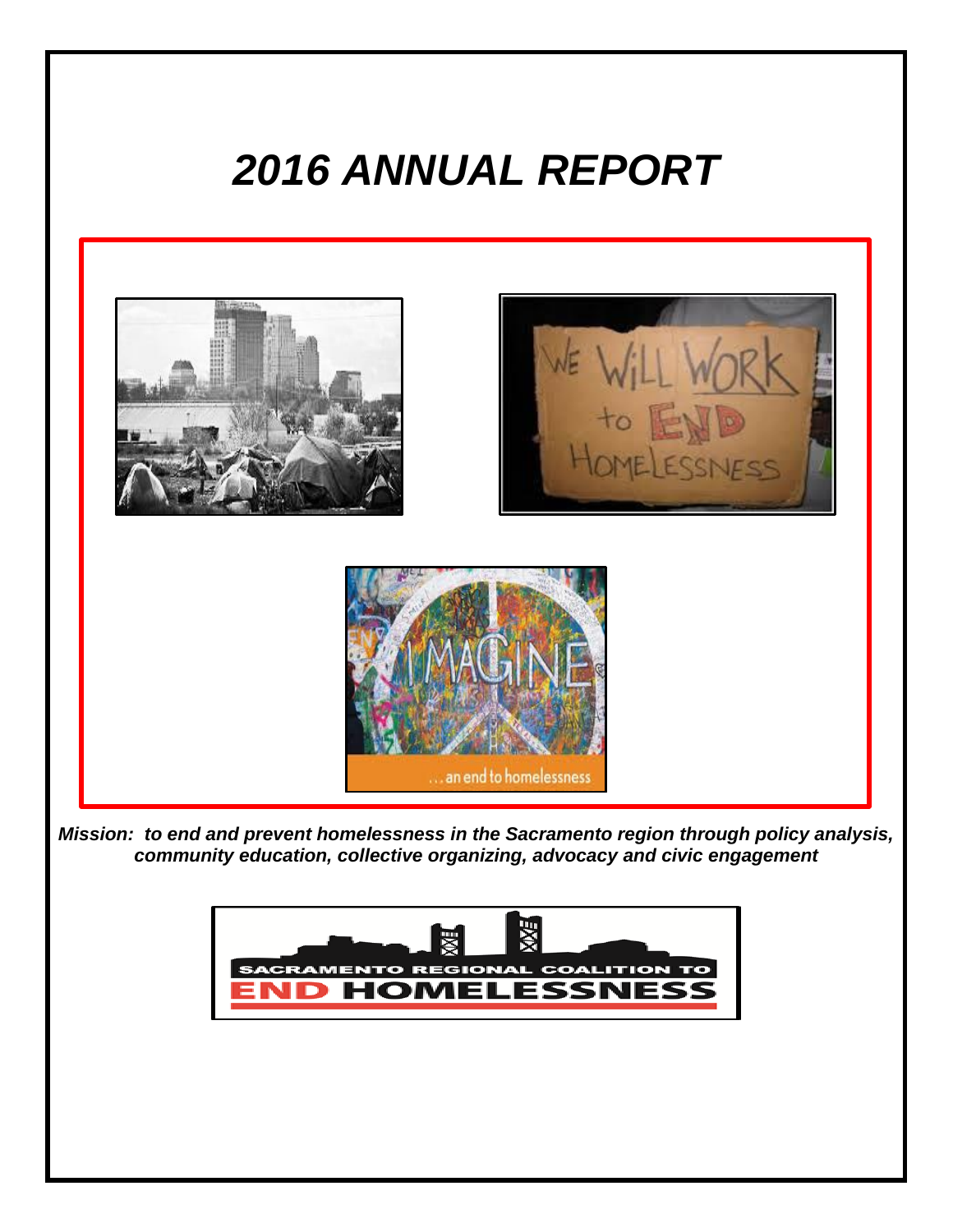# *2016 ANNUAL REPORT*

***Mission: to end and prevent homelessness in the Sacramento region through policy analysis, community education, collective organizing, advocacy and civic engagement***

SACRAMENTO REGIONAL COALITION TO END HOMELESSNESS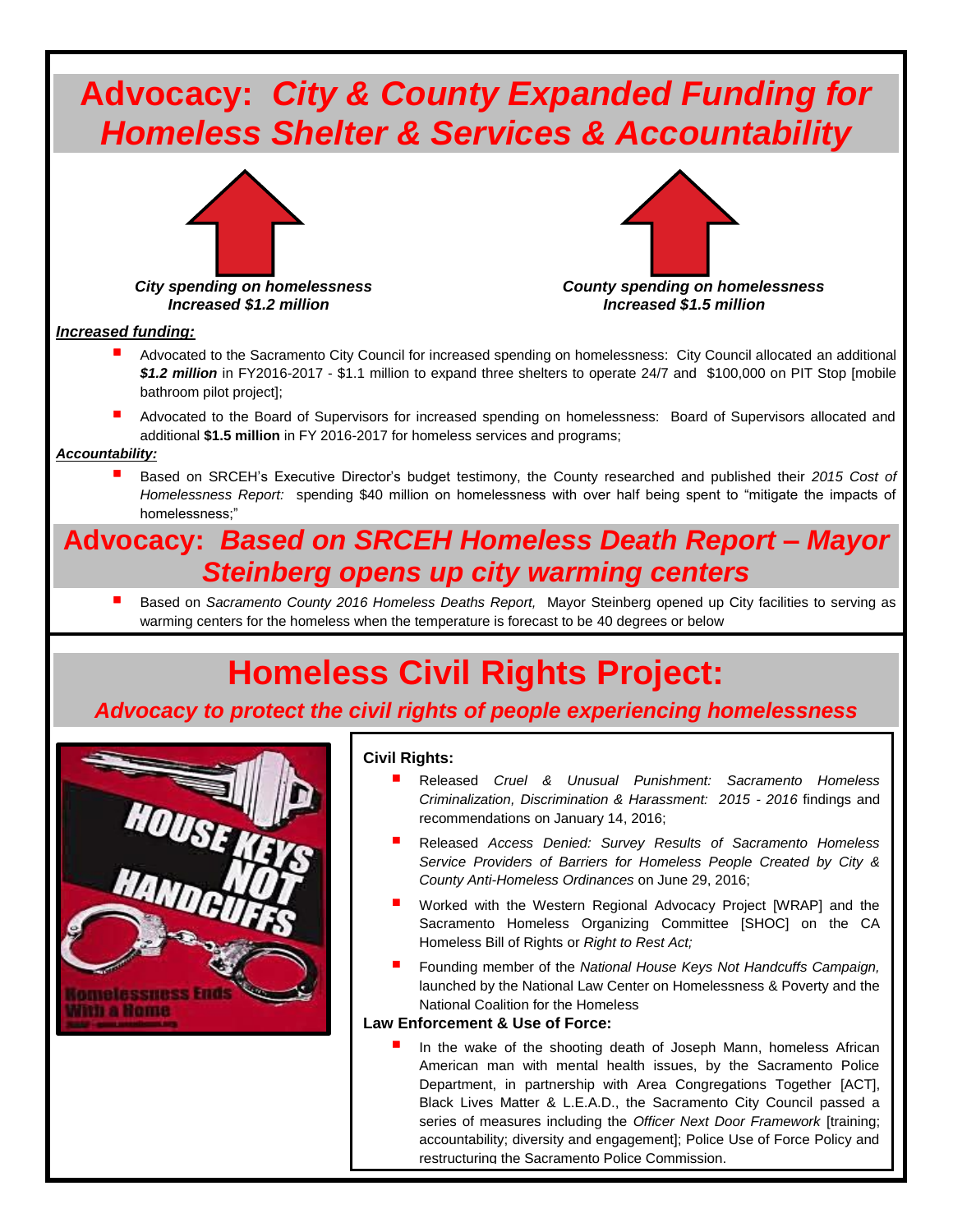# Advocacy: *City & County Expanded Funding for Homeless Shelter & Services & Accountability*

***City spending on homelessness Increased $1.2 million***

***County spending on homelessness Increased $1.5 million***

***Increased funding:***

- Advocated to the Sacramento City Council for increased spending on homelessness: City Council allocated an additional ***$1.2 million*** in FY2016-2017 - $1.1 million to expand three shelters to operate 24/7 and $100,000 on PIT Stop [mobile bathroom pilot project];
- Advocated to the Board of Supervisors for increased spending on homelessness: Board of Supervisors allocated and additional **$1.5 million** in FY 2016-2017 for homeless services and programs;

***Accountability:***

- Based on SRCEH's Executive Director's budget testimony, the County researched and published their *2015 Cost of Homelessness Report:* spending $40 million on homelessness with over half being spent to "mitigate the impacts of homelessness;"

# Advocacy: *Based on SRCEH Homeless Death Report – Mayor Steinberg opens up city warming centers*

- Based on *Sacramento County 2016 Homeless Deaths Report,* Mayor Steinberg opened up City facilities to serving as warming centers for the homeless when the temperature is forecast to be 40 degrees or below

# Homeless Civil Rights Project:

## *Advocacy to protect the civil rights of people experiencing homelessness*

HOUSE KEYS NOT HANDCUFFS

Homelessness Ends With a Home

**Civil Rights:**

- Released *Cruel & Unusual Punishment: Sacramento Homeless Criminalization, Discrimination & Harassment: 2015 - 2016* findings and recommendations on January 14, 2016;
- Released *Access Denied: Survey Results of Sacramento Homeless Service Providers of Barriers for Homeless People Created by City & County Anti-Homeless Ordinances* on June 29, 2016;
- Worked with the Western Regional Advocacy Project [WRAP] and the Sacramento Homeless Organizing Committee [SHOC] on the CA Homeless Bill of Rights or *Right to Rest Act;*
- Founding member of the *National House Keys Not Handcuffs Campaign,* launched by the National Law Center on Homelessness & Poverty and the National Coalition for the Homeless

**Law Enforcement & Use of Force:**

- In the wake of the shooting death of Joseph Mann, homeless African American man with mental health issues, by the Sacramento Police Department, in partnership with Area Congregations Together [ACT], Black Lives Matter & L.E.A.D., the Sacramento City Council passed a series of measures including the *Officer Next Door Framework* [training; accountability; diversity and engagement]; Police Use of Force Policy and restructuring the Sacramento Police Commission.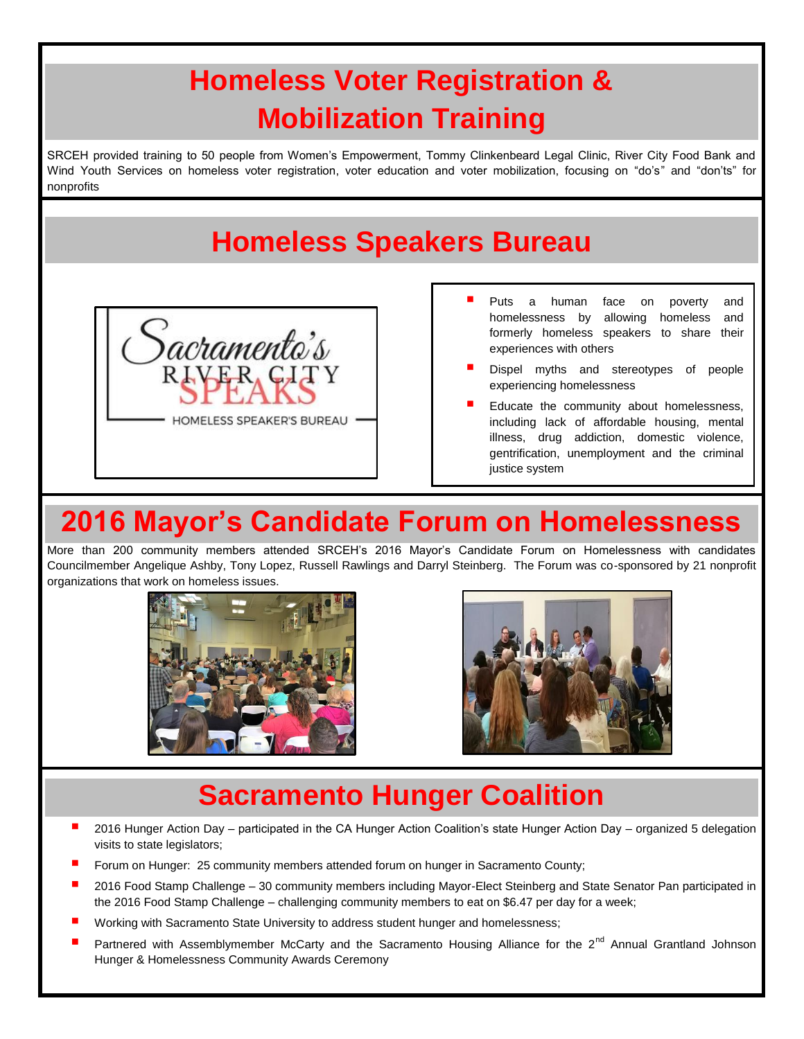# Homeless Voter Registration & Mobilization Training

SRCEH provided training to 50 people from Women's Empowerment, Tommy Clinkenbeard Legal Clinic, River City Food Bank and Wind Youth Services on homeless voter registration, voter education and voter mobilization, focusing on "do's" and "don'ts" for nonprofits

# Homeless Speakers Bureau

Sacramento's RIVER CITY SPEAKS

HOMELESS SPEAKER'S BUREAU

- Puts a human face on poverty and homelessness by allowing homeless and formerly homeless speakers to share their experiences with others
- Dispel myths and stereotypes of people experiencing homelessness
- Educate the community about homelessness, including lack of affordable housing, mental illness, drug addiction, domestic violence, gentrification, unemployment and the criminal justice system

# 2016 Mayor's Candidate Forum on Homelessness

More than 200 community members attended SRCEH's 2016 Mayor's Candidate Forum on Homelessness with candidates Councilmember Angelique Ashby, Tony Lopez, Russell Rawlings and Darryl Steinberg. The Forum was co-sponsored by 21 nonprofit organizations that work on homeless issues.

# Sacramento Hunger Coalition

- 2016 Hunger Action Day – participated in the CA Hunger Action Coalition's state Hunger Action Day – organized 5 delegation visits to state legislators;
- Forum on Hunger: 25 community members attended forum on hunger in Sacramento County;
- 2016 Food Stamp Challenge – 30 community members including Mayor-Elect Steinberg and State Senator Pan participated in the 2016 Food Stamp Challenge – challenging community members to eat on $6.47 per day for a week;
- Working with Sacramento State University to address student hunger and homelessness;
- Partnered with Assemblymember McCarty and the Sacramento Housing Alliance for the 2nd Annual Grantland Johnson Hunger & Homelessness Community Awards Ceremony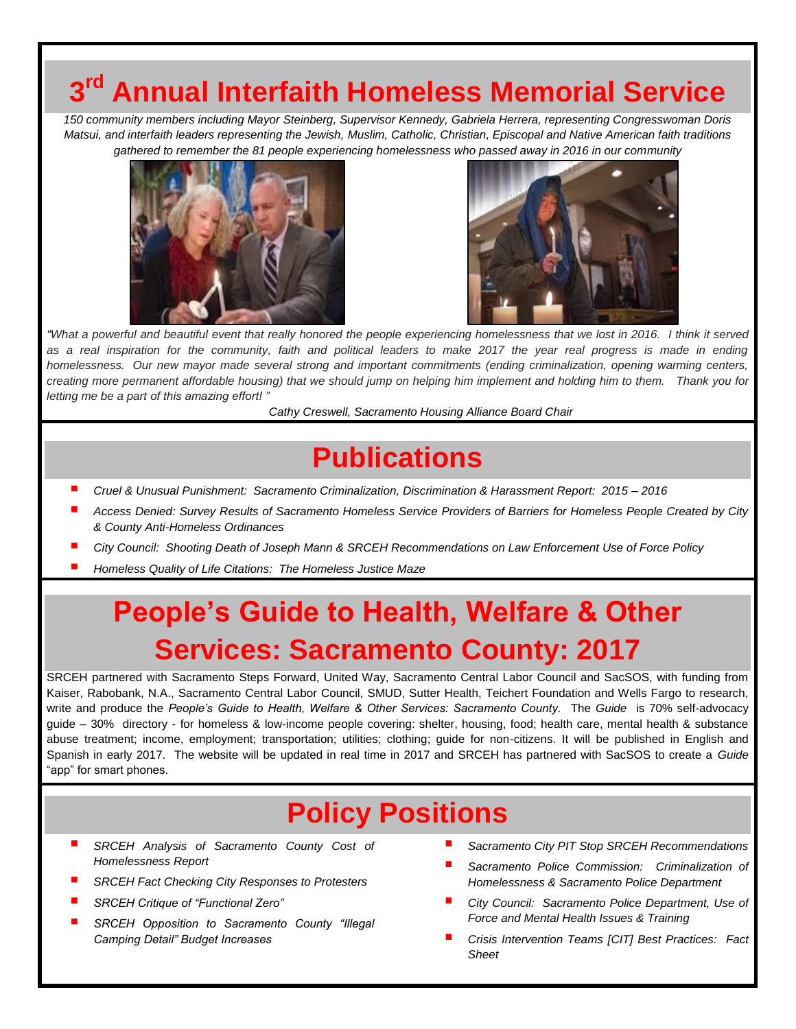# 3rd Annual Interfaith Homeless Memorial Service

*150 community members including Mayor Steinberg, Supervisor Kennedy, Gabriela Herrera, representing Congresswoman Doris Matsui, and interfaith leaders representing the Jewish, Muslim, Catholic, Christian, Episcopal and Native American faith traditions gathered to remember the 81 people experiencing homelessness who passed away in 2016 in our community*

*"What a powerful and beautiful event that really honored the people experiencing homelessness that we lost in 2016. I think it served as a real inspiration for the community, faith and political leaders to make 2017 the year real progress is made in ending homelessness. Our new mayor made several strong and important commitments (ending criminalization, opening warming centers, creating more permanent affordable housing) that we should jump on helping him implement and holding him to them. Thank you for letting me be a part of this amazing effort! "*

*Cathy Creswell, Sacramento Housing Alliance Board Chair*

# Publications

- *Cruel & Unusual Punishment: Sacramento Criminalization, Discrimination & Harassment Report: 2015 – 2016*
- *Access Denied: Survey Results of Sacramento Homeless Service Providers of Barriers for Homeless People Created by City & County Anti-Homeless Ordinances*
- *City Council: Shooting Death of Joseph Mann & SRCEH Recommendations on Law Enforcement Use of Force Policy*
- *Homeless Quality of Life Citations: The Homeless Justice Maze*

# People's Guide to Health, Welfare & Other Services: Sacramento County: 2017

SRCEH partnered with Sacramento Steps Forward, United Way, Sacramento Central Labor Council and SacSOS, with funding from Kaiser, Rabobank, N.A., Sacramento Central Labor Council, SMUD, Sutter Health, Teichert Foundation and Wells Fargo to research, write and produce the *People's Guide to Health, Welfare & Other Services: Sacramento County.* The *Guide* is 70% self-advocacy guide – 30% directory - for homeless & low-income people covering: shelter, housing, food; health care, mental health & substance abuse treatment; income, employment; transportation; utilities; clothing; guide for non-citizens. It will be published in English and Spanish in early 2017. The website will be updated in real time in 2017 and SRCEH has partnered with SacSOS to create a *Guide* "app" for smart phones.

# Policy Positions

- *SRCEH Analysis of Sacramento County Cost of Homelessness Report*
- *SRCEH Fact Checking City Responses to Protesters*
- *SRCEH Critique of "Functional Zero"*
- *SRCEH Opposition to Sacramento County "Illegal Camping Detail" Budget Increases*
- *Sacramento City PIT Stop SRCEH Recommendations*
- *Sacramento Police Commission: Criminalization of Homelessness & Sacramento Police Department*
- *City Council: Sacramento Police Department, Use of Force and Mental Health Issues & Training*
- *Crisis Intervention Teams [CIT] Best Practices: Fact Sheet*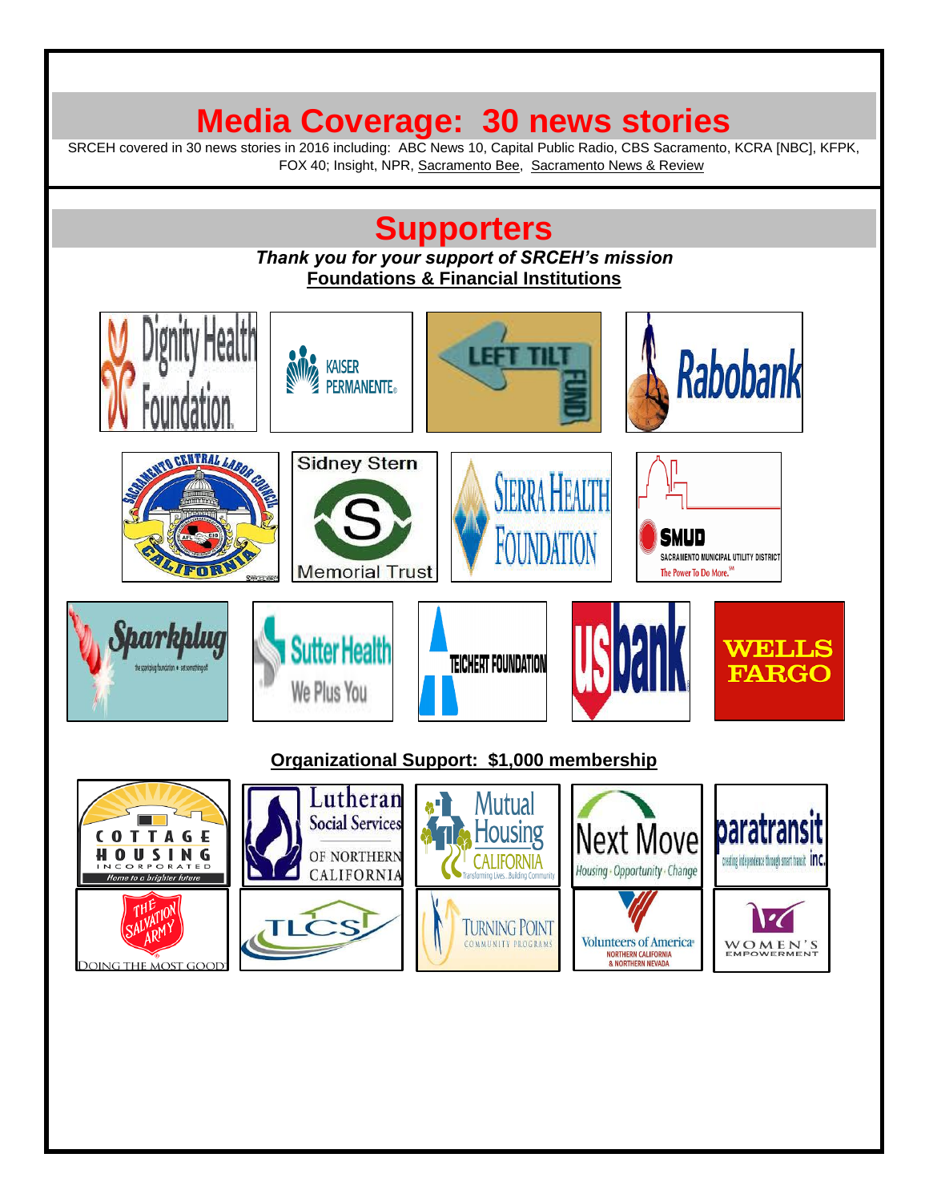# Media Coverage: 30 news stories

SRCEH covered in 30 news stories in 2016 including: ABC News 10, Capital Public Radio, CBS Sacramento, KCRA [NBC], KFPK, FOX 40; Insight, NPR, Sacramento Bee, Sacramento News & Review

# Supporters

***Thank you for your support of SRCEH's mission***

**Foundations & Financial Institutions**

Dignity Health Foundation

Kaiser Permanente

Left Tilt Fund

Rabobank

Sacramento Central Labor Council California

Sidney Stern Memorial Trust

Sierra Health Foundation

SMUD Sacramento Municipal Utility District The Power To Do More.

Sparkplug

Sutter Health We Plus You

Teichert Foundation

us bank

Wells Fargo

**Organizational Support: $1,000 membership**

Cottage Housing Incorporated Home to a brighter future

Lutheran Social Services of Northern California

Mutual Housing California Transforming Lives...Building Community

Next Move Housing · Opportunity · Change

paratransit inc.

The Salvation Army Doing the Most Good

TLCS

Turning Point Community Programs

Volunteers of America Northern California & Northern Nevada

Women's Empowerment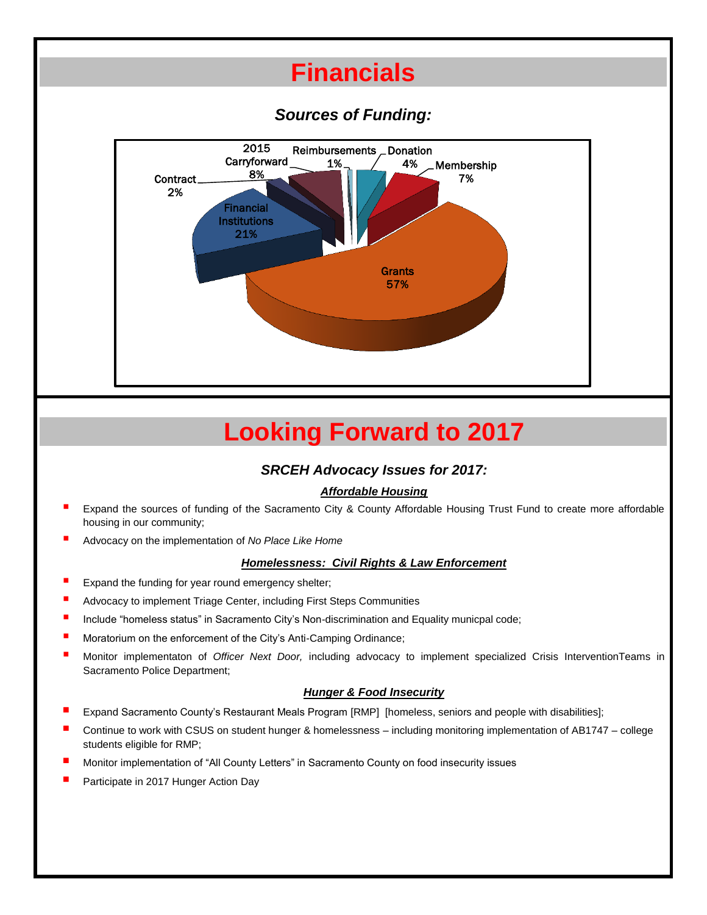# Financials

### *Sources of Funding:*

2015 Carryforward
8%

Reimbursements
1%

Donation
4%

Membership
7%

Contract
2%

Financial Institutions
21%

Grants
57%

# Looking Forward to 2017

### *SRCEH Advocacy Issues for 2017:*

***Affordable Housing***

- Expand the sources of funding of the Sacramento City & County Affordable Housing Trust Fund to create more affordable housing in our community;
- Advocacy on the implementation of *No Place Like Home*

***Homelessness: Civil Rights & Law Enforcement***

- Expand the funding for year round emergency shelter;
- Advocacy to implement Triage Center, including First Steps Communities
- Include "homeless status" in Sacramento City's Non-discrimination and Equality municpal code;
- Moratorium on the enforcement of the City's Anti-Camping Ordinance;
- Monitor implementaton of *Officer Next Door,* including advocacy to implement specialized Crisis InterventionTeams in Sacramento Police Department;

***Hunger & Food Insecurity***

- Expand Sacramento County's Restaurant Meals Program [RMP] [homeless, seniors and people with disabilities];
- Continue to work with CSUS on student hunger & homelessness – including monitoring implementation of AB1747 – college students eligible for RMP;
- Monitor implementation of "All County Letters" in Sacramento County on food insecurity issues
- Participate in 2017 Hunger Action Day